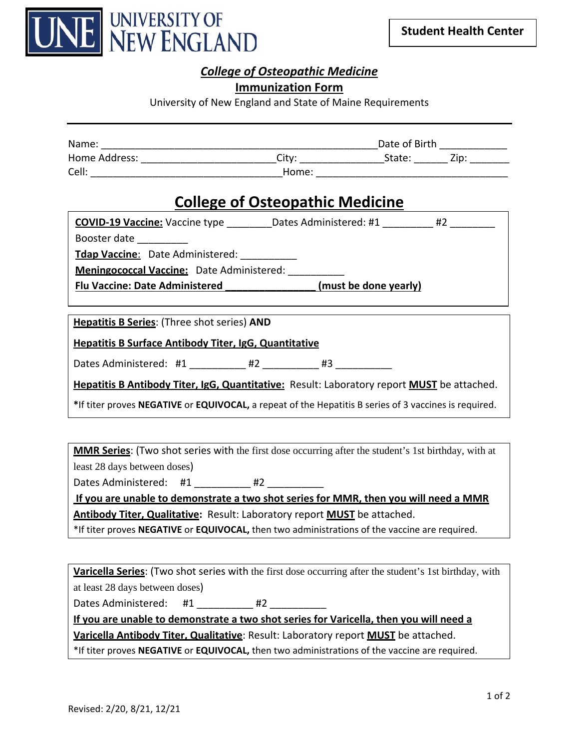UNIVERSITY OF NEW ENGLAND

**Student Health Center**

## ***College of Osteopathic Medicine***

**Immunization Form**

University of New England and State of Maine Requirements

---

Name: ______________________________________________ Date of Birth ____________

Home Address: ______________________ City: ______________ State: ______ Zip: _______

Cell: _________________________________ Home: __________________________________

# College of Osteopathic Medicine

**COVID-19 Vaccine:** Vaccine type ________ Dates Administered: #1 _________ #2 ________

Booster date _________

**Tdap Vaccine**: Date Administered: __________

**Meningococcal Vaccine:** Date Administered: __________

**Flu Vaccine: Date Administered ________________ (must be done yearly)**

---

**Hepatitis B Series**: (Three shot series) **AND**

**Hepatitis B Surface Antibody Titer, IgG, Quantitative**

Dates Administered: #1 __________ #2 __________ #3 __________

**Hepatitis B Antibody Titer, IgG, Quantitative:** Result: Laboratory report **MUST** be attached.

**\***If titer proves **NEGATIVE** or **EQUIVOCAL,** a repeat of the Hepatitis B series of 3 vaccines is required.

---

**MMR Series**: (Two shot series with the first dose occurring after the student's 1st birthday, with at least 28 days between doses)

Dates Administered: #1 __________ #2 __________

**If you are unable to demonstrate a two shot series for MMR, then you will need a MMR Antibody Titer, Qualitative:** Result: Laboratory report **MUST** be attached.

*If titer proves **NEGATIVE** or **EQUIVOCAL,** then two administrations of the vaccine are required.

---

**Varicella Series**: (Two shot series with the first dose occurring after the student's 1st birthday, with at least 28 days between doses)

Dates Administered: #1 __________ #2 __________

**If you are unable to demonstrate a two shot series for Varicella, then you will need a Varicella Antibody Titer, Qualitative**: Result: Laboratory report **MUST** be attached.

*If titer proves **NEGATIVE** or **EQUIVOCAL,** then two administrations of the vaccine are required.

Revised: 2/20, 8/21, 12/21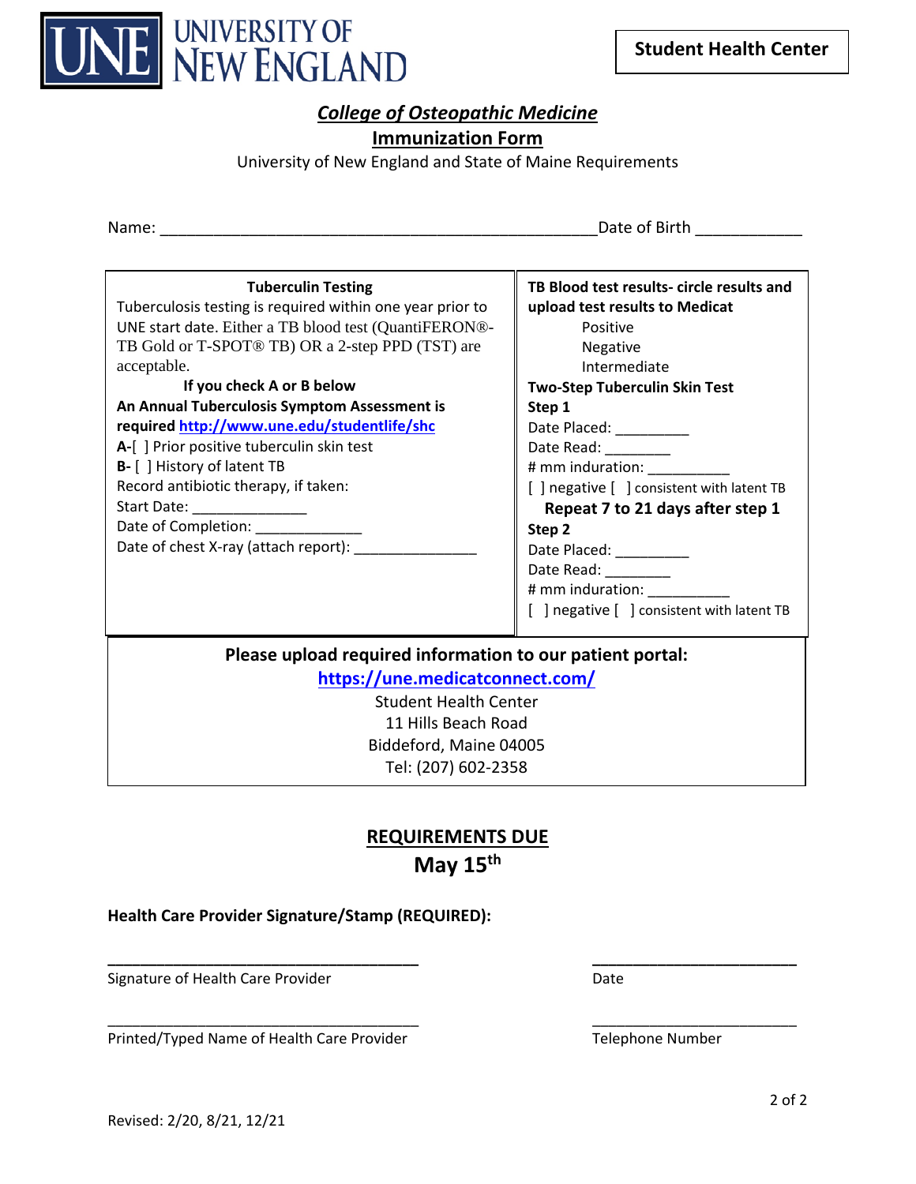UNIVERSITY OF NEW ENGLAND

**Student Health Center**

## *College of Osteopathic Medicine*

## Immunization Form

University of New England and State of Maine Requirements

Name: ___________________________________________________ Date of Birth ____________

| Tuberculin Testing | TB Blood test results- circle results and upload test results to Medicat |
|---|---|
| Tuberculosis testing is required within one year prior to UNE start date. Either a TB blood test (QuantiFERON®-TB Gold or T-SPOT® TB) OR a 2-step PPD (TST) are acceptable.<br>**If you check A or B below**<br>**An Annual Tuberculosis Symptom Assessment is required [http://www.une.edu/studentlife/shc](http://www.une.edu/studentlife/shc)**<br>**A-**[ ] Prior positive tuberculin skin test<br>**B-** [ ] History of latent TB<br>Record antibiotic therapy, if taken:<br>Start Date: ______________<br>Date of Completion: _____________<br>Date of chest X-ray (attach report): _______________ | Positive<br>Negative<br>Intermediate<br>**Two-Step Tuberculin Skin Test**<br>**Step 1**<br>Date Placed: _________<br>Date Read: ________<br># mm induration: __________<br>[ ] negative [ ] consistent with latent TB<br>**Repeat 7 to 21 days after step 1**<br>**Step 2**<br>Date Placed: _________<br>Date Read: ________<br># mm induration: __________<br>[ ] negative [ ] consistent with latent TB |

**Please upload required information to our patient portal:**

**[https://une.medicatconnect.com/](https://une.medicatconnect.com/)**

Student Health Center
11 Hills Beach Road
Biddeford, Maine 04005
Tel: (207) 602-2358

## REQUIREMENTS DUE

**May 15th**

**Health Care Provider Signature/Stamp (REQUIRED):**

_____________________________________ _________________________

Signature of Health Care Provider Date

_____________________________________ _________________________

Printed/Typed Name of Health Care Provider Telephone Number

Revised: 2/20, 8/21, 12/21